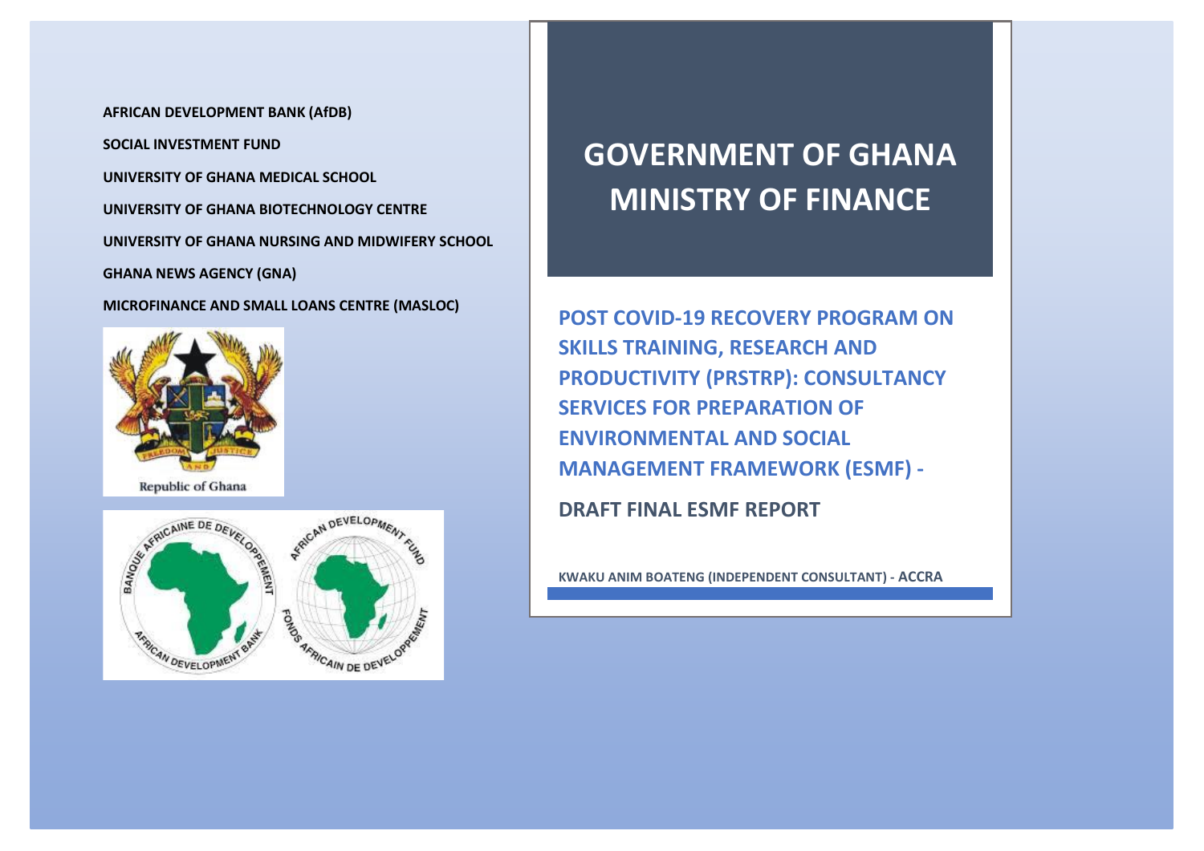**AFRICAN DEVELOPMENT BANK (AfDB)**

**SOCIAL INVESTMENT FUND**

**UNIVERSITY OF GHANA MEDICAL SCHOOL**

**UNIVERSITY OF GHANA BIOTECHNOLOGY CENTRE**

**UNIVERSITY OF GHANA NURSING AND MIDWIFERY SCHOOL**

**GHANA NEWS AGENCY (GNA)**

**MICROFINANCE AND SMALL LOANS CENTRE (MASLOC)**

Republic of Ghana

# GOVERNMENT OF GHANA MINISTRY OF FINANCE

## POST COVID-19 RECOVERY PROGRAM ON SKILLS TRAINING, RESEARCH AND PRODUCTIVITY (PRSTRP): CONSULTANCY SERVICES FOR PREPARATION OF ENVIRONMENTAL AND SOCIAL MANAGEMENT FRAMEWORK (ESMF) -

## DRAFT FINAL ESMF REPORT

**KWAKU ANIM BOATENG (INDEPENDENT CONSULTANT) - ACCRA**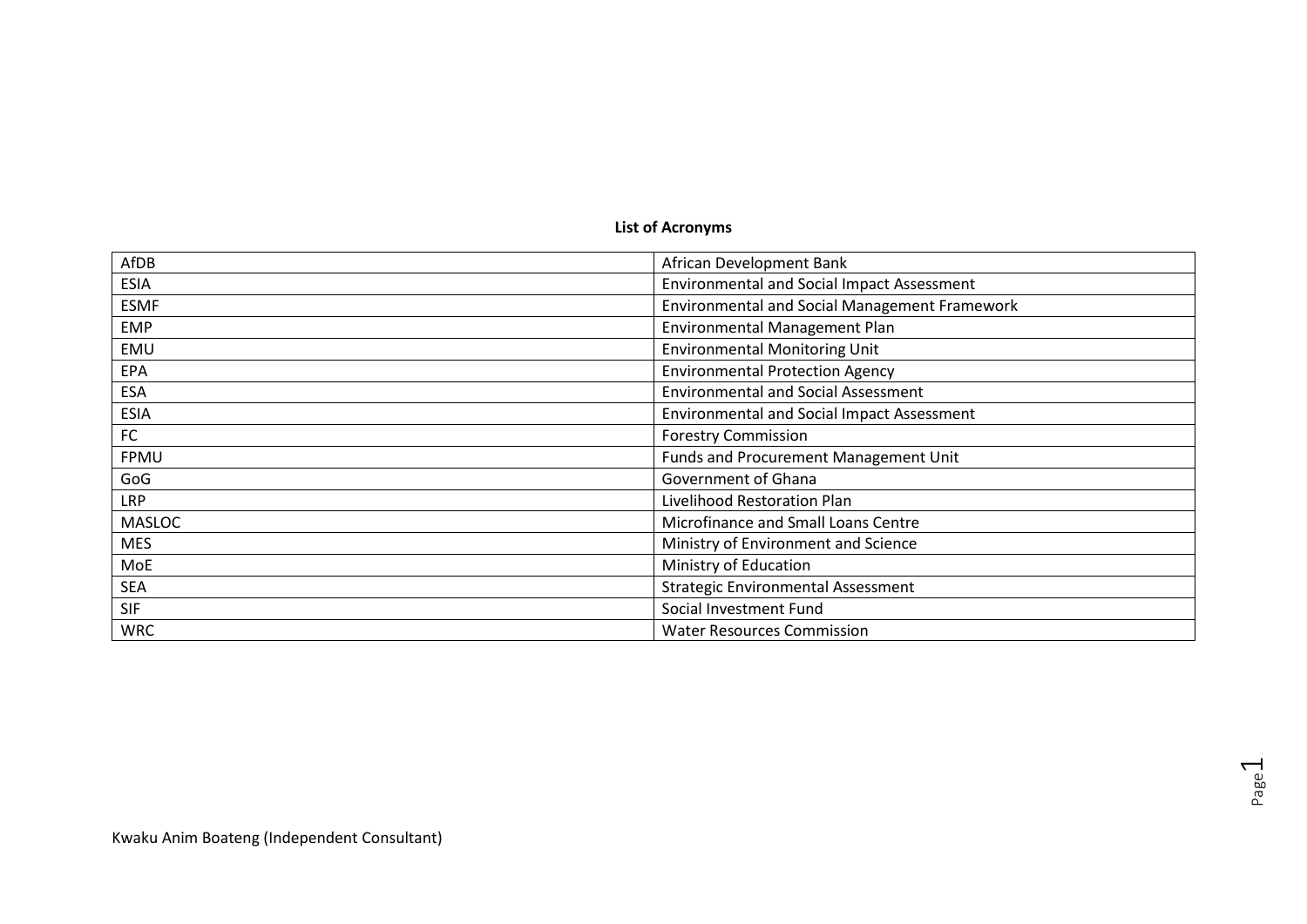**List of Acronyms**

| | |
|---|---|
| AfDB | African Development Bank |
| ESIA | Environmental and Social Impact Assessment |
| ESMF | Environmental and Social Management Framework |
| EMP | Environmental Management Plan |
| EMU | Environmental Monitoring Unit |
| EPA | Environmental Protection Agency |
| ESA | Environmental and Social Assessment |
| ESIA | Environmental and Social Impact Assessment |
| FC | Forestry Commission |
| FPMU | Funds and Procurement Management Unit |
| GoG | Government of Ghana |
| LRP | Livelihood Restoration Plan |
| MASLOC | Microfinance and Small Loans Centre |
| MES | Ministry of Environment and Science |
| MoE | Ministry of Education |
| SEA | Strategic Environmental Assessment |
| SIF | Social Investment Fund |
| WRC | Water Resources Commission |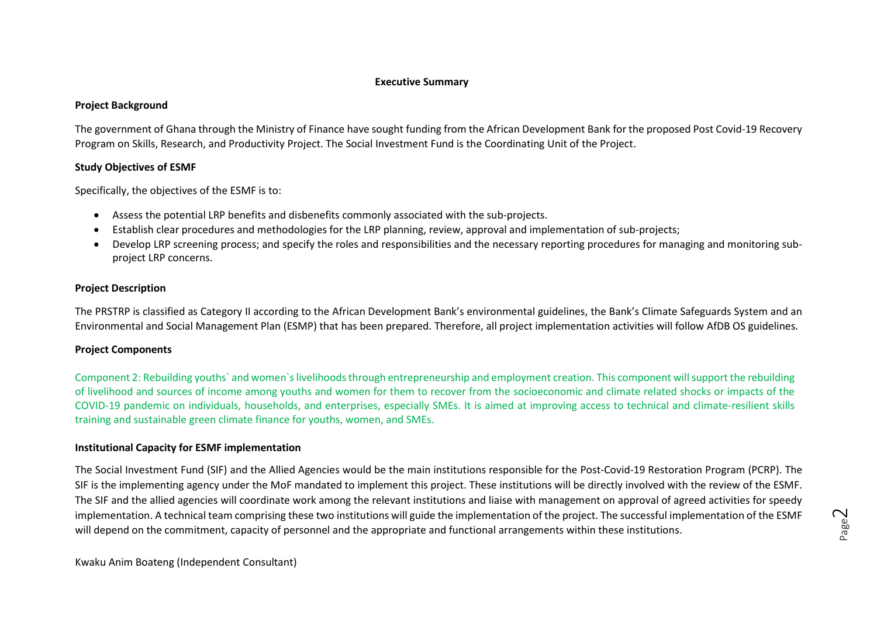## Executive Summary

### Project Background

The government of Ghana through the Ministry of Finance have sought funding from the African Development Bank for the proposed Post Covid-19 Recovery Program on Skills, Research, and Productivity Project. The Social Investment Fund is the Coordinating Unit of the Project.

### Study Objectives of ESMF

Specifically, the objectives of the ESMF is to:

- Assess the potential LRP benefits and disbenefits commonly associated with the sub-projects.
- Establish clear procedures and methodologies for the LRP planning, review, approval and implementation of sub-projects;
- Develop LRP screening process; and specify the roles and responsibilities and the necessary reporting procedures for managing and monitoring sub-project LRP concerns.

### Project Description

The PRSTRP is classified as Category II according to the African Development Bank's environmental guidelines, the Bank's Climate Safeguards System and an Environmental and Social Management Plan (ESMP) that has been prepared. Therefore, all project implementation activities will follow AfDB OS guidelines.

### Project Components

Component 2: Rebuilding youths` and women`s livelihoods through entrepreneurship and employment creation. This component will support the rebuilding of livelihood and sources of income among youths and women for them to recover from the socioeconomic and climate related shocks or impacts of the COVID-19 pandemic on individuals, households, and enterprises, especially SMEs. It is aimed at improving access to technical and climate-resilient skills training and sustainable green climate finance for youths, women, and SMEs.

### Institutional Capacity for ESMF implementation

The Social Investment Fund (SIF) and the Allied Agencies would be the main institutions responsible for the Post-Covid-19 Restoration Program (PCRP). The SIF is the implementing agency under the MoF mandated to implement this project. These institutions will be directly involved with the review of the ESMF. The SIF and the allied agencies will coordinate work among the relevant institutions and liaise with management on approval of agreed activities for speedy implementation. A technical team comprising these two institutions will guide the implementation of the project. The successful implementation of the ESMF will depend on the commitment, capacity of personnel and the appropriate and functional arrangements within these institutions.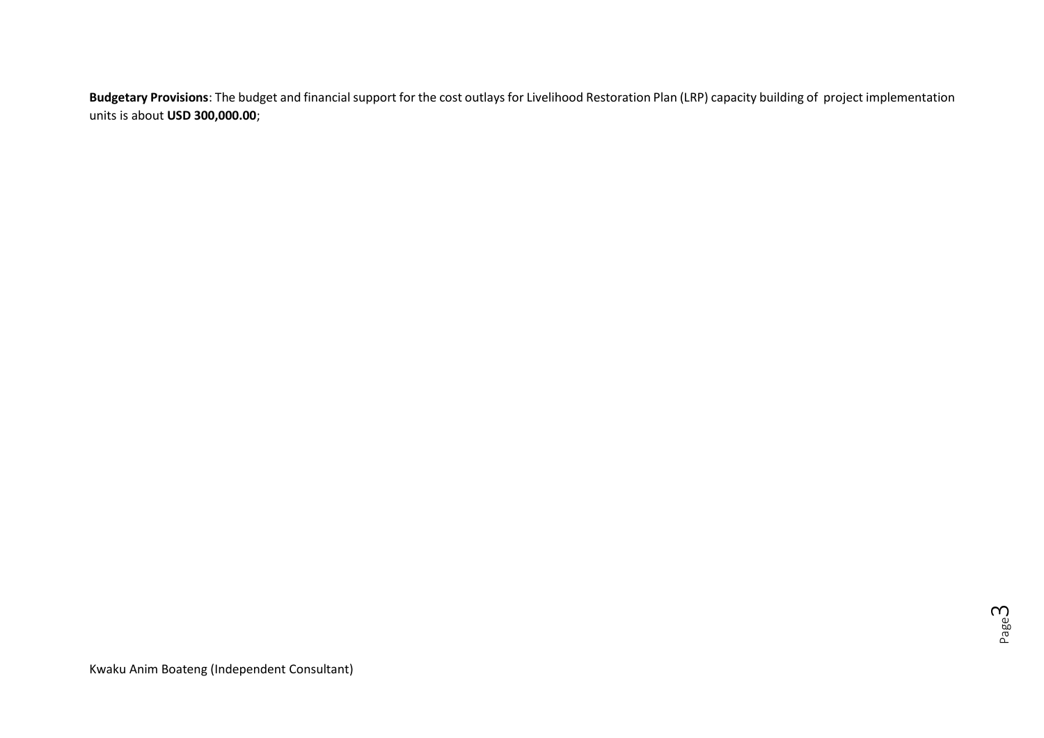**Budgetary Provisions**: The budget and financial support for the cost outlays for Livelihood Restoration Plan (LRP) capacity building of project implementation units is about **USD 300,000.00**;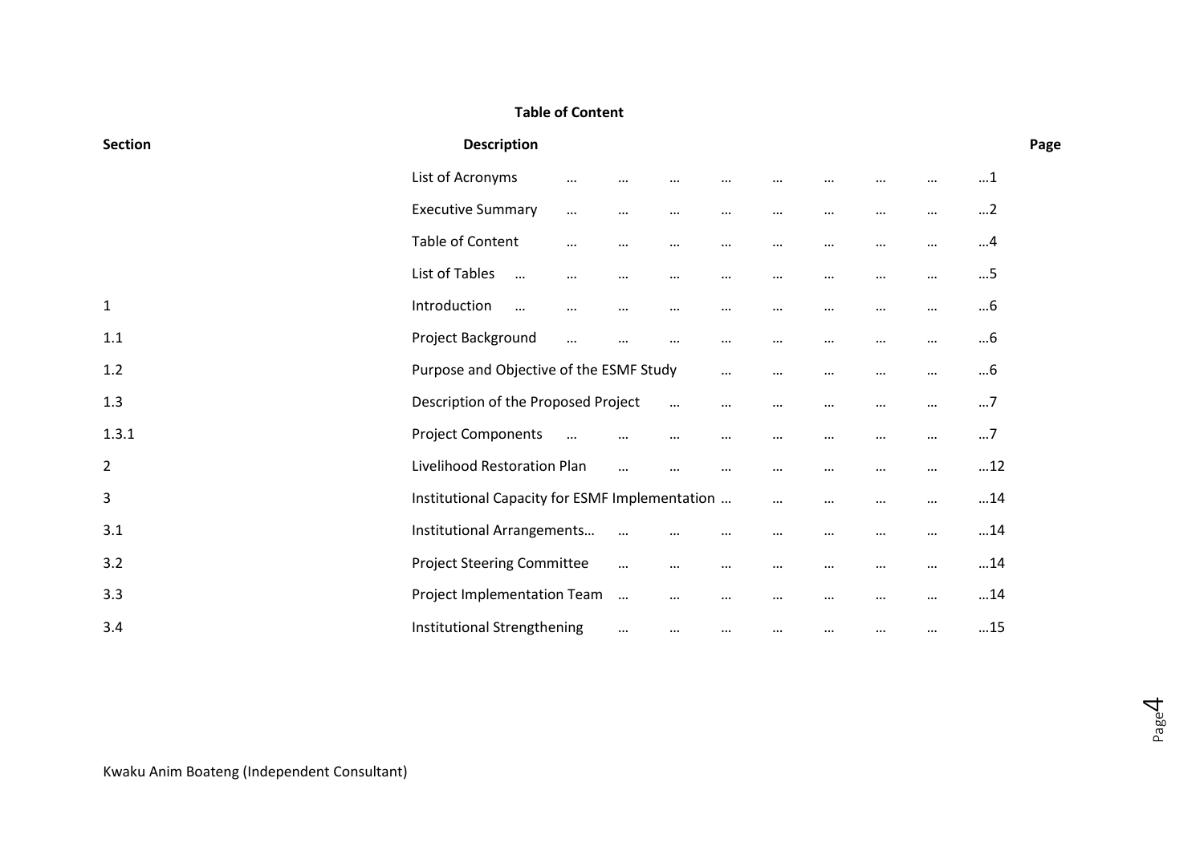**Table of Content**

| Section | Description | Page |
|---|---|---|
| | List of Acronyms | 1 |
| | Executive Summary | 2 |
| | Table of Content | 4 |
| | List of Tables | 5 |
| 1 | Introduction | 6 |
| 1.1 | Project Background | 6 |
| 1.2 | Purpose and Objective of the ESMF Study | 6 |
| 1.3 | Description of the Proposed Project | 7 |
| 1.3.1 | Project Components | 7 |
| 2 | Livelihood Restoration Plan | 12 |
| 3 | Institutional Capacity for ESMF Implementation | 14 |
| 3.1 | Institutional Arrangements | 14 |
| 3.2 | Project Steering Committee | 14 |
| 3.3 | Project Implementation Team | 14 |
| 3.4 | Institutional Strengthening | 15 |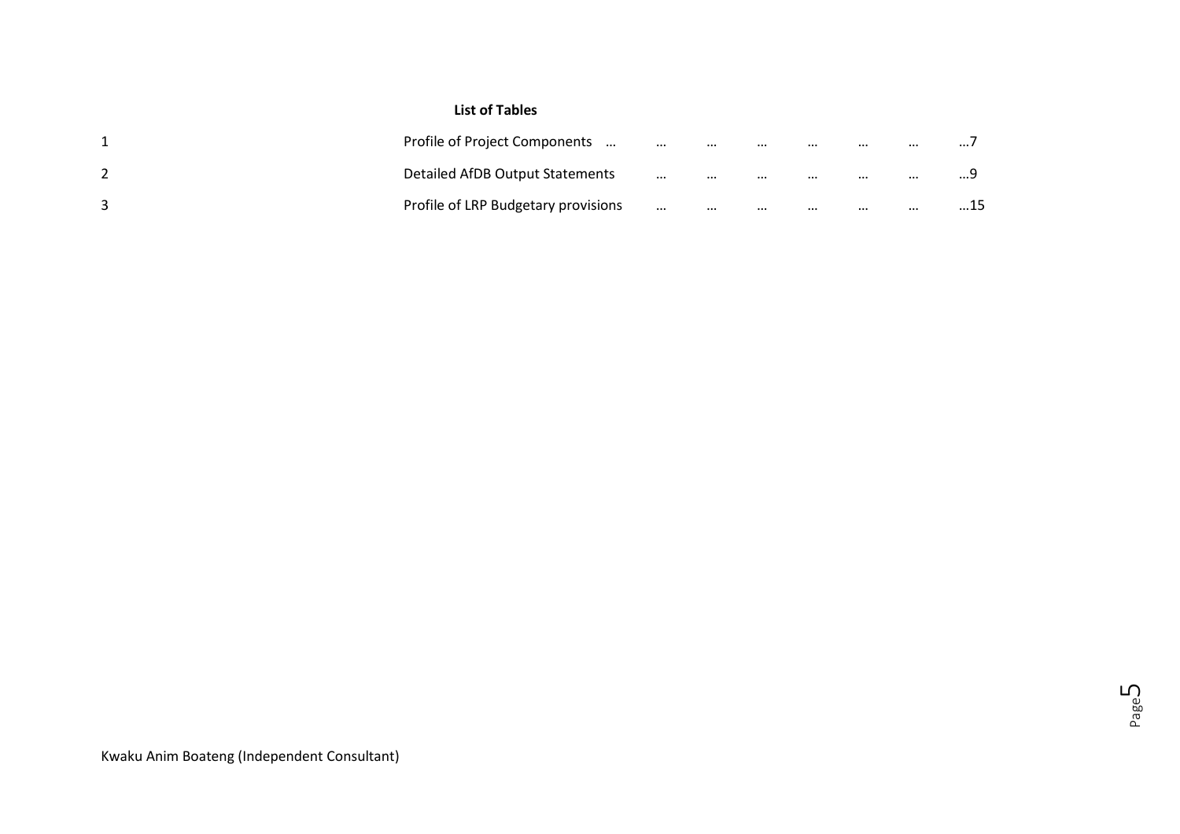**List of Tables**

| | | |
|---|---|---|
| 1 | Profile of Project Components … … … … … … … | …7 |
| 2 | Detailed AfDB Output Statements … … … … … … | …9 |
| 3 | Profile of LRP Budgetary provisions … … … … … … | …15 |

Kwaku Anim Boateng (Independent Consultant)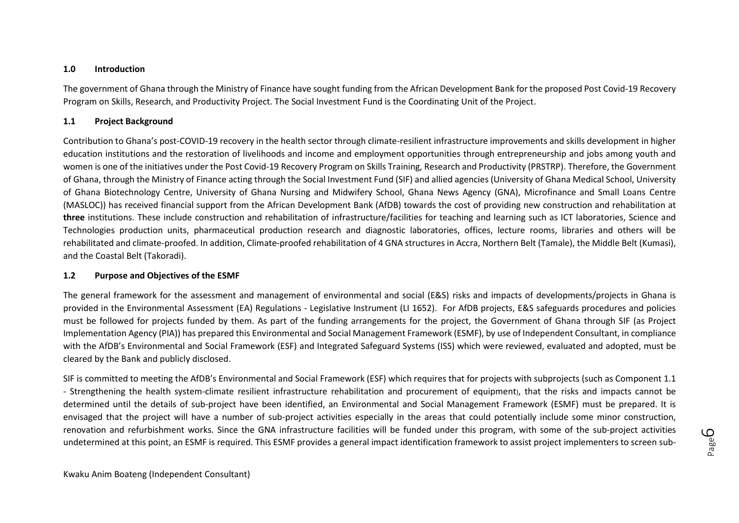## 1.0 Introduction

The government of Ghana through the Ministry of Finance have sought funding from the African Development Bank for the proposed Post Covid-19 Recovery Program on Skills, Research, and Productivity Project. The Social Investment Fund is the Coordinating Unit of the Project.

### 1.1 Project Background

Contribution to Ghana's post-COVID-19 recovery in the health sector through climate-resilient infrastructure improvements and skills development in higher education institutions and the restoration of livelihoods and income and employment opportunities through entrepreneurship and jobs among youth and women is one of the initiatives under the Post Covid-19 Recovery Program on Skills Training, Research and Productivity (PRSTRP). Therefore, the Government of Ghana, through the Ministry of Finance acting through the Social Investment Fund (SIF) and allied agencies (University of Ghana Medical School, University of Ghana Biotechnology Centre, University of Ghana Nursing and Midwifery School, Ghana News Agency (GNA), Microfinance and Small Loans Centre (MASLOC)) has received financial support from the African Development Bank (AfDB) towards the cost of providing new construction and rehabilitation at **three** institutions. These include construction and rehabilitation of infrastructure/facilities for teaching and learning such as ICT laboratories, Science and Technologies production units, pharmaceutical production research and diagnostic laboratories, offices, lecture rooms, libraries and others will be rehabilitated and climate-proofed. In addition, Climate-proofed rehabilitation of 4 GNA structures in Accra, Northern Belt (Tamale), the Middle Belt (Kumasi), and the Coastal Belt (Takoradi).

### 1.2 Purpose and Objectives of the ESMF

The general framework for the assessment and management of environmental and social (E&S) risks and impacts of developments/projects in Ghana is provided in the Environmental Assessment (EA) Regulations - Legislative Instrument (LI 1652). For AfDB projects, E&S safeguards procedures and policies must be followed for projects funded by them. As part of the funding arrangements for the project, the Government of Ghana through SIF (as Project Implementation Agency (PIA)) has prepared this Environmental and Social Management Framework (ESMF), by use of Independent Consultant, in compliance with the AfDB's Environmental and Social Framework (ESF) and Integrated Safeguard Systems (ISS) which were reviewed, evaluated and adopted, must be cleared by the Bank and publicly disclosed.

SIF is committed to meeting the AfDB's Environmental and Social Framework (ESF) which requires that for projects with subprojects (such as Component 1.1 - Strengthening the health system-climate resilient infrastructure rehabilitation and procurement of equipment), that the risks and impacts cannot be determined until the details of sub-project have been identified, an Environmental and Social Management Framework (ESMF) must be prepared. It is envisaged that the project will have a number of sub-project activities especially in the areas that could potentially include some minor construction, renovation and refurbishment works. Since the GNA infrastructure facilities will be funded under this program, with some of the sub-project activities undetermined at this point, an ESMF is required. This ESMF provides a general impact identification framework to assist project implementers to screen sub-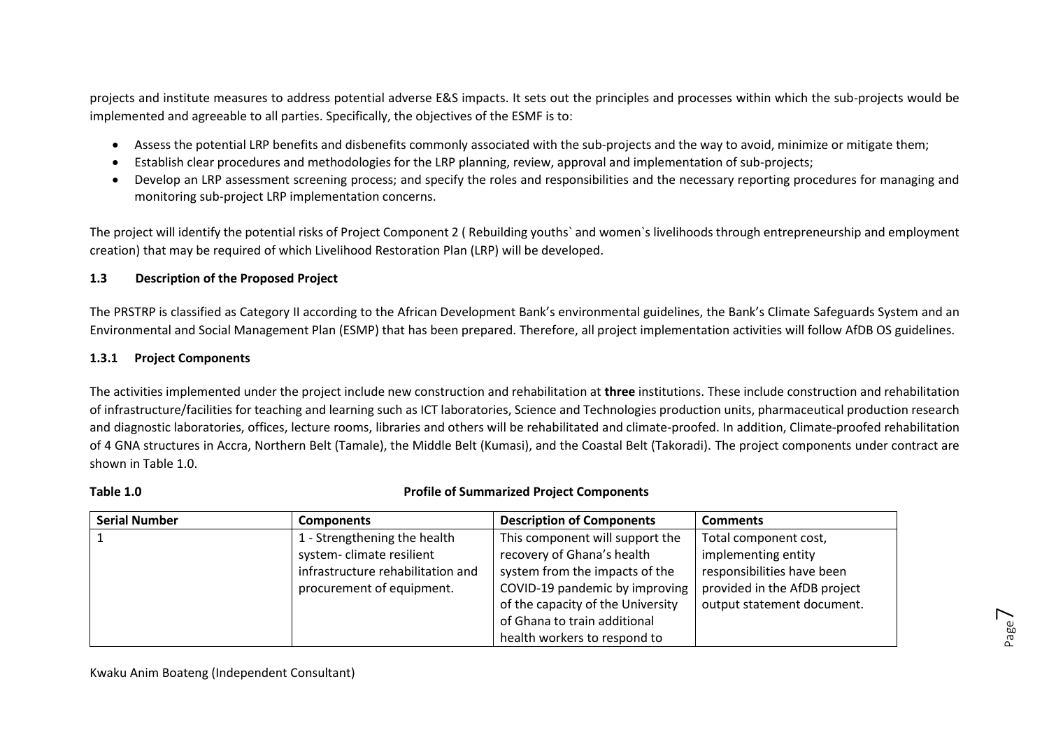projects and institute measures to address potential adverse E&S impacts. It sets out the principles and processes within which the sub-projects would be implemented and agreeable to all parties. Specifically, the objectives of the ESMF is to:

- Assess the potential LRP benefits and disbenefits commonly associated with the sub-projects and the way to avoid, minimize or mitigate them;
- Establish clear procedures and methodologies for the LRP planning, review, approval and implementation of sub-projects;
- Develop an LRP assessment screening process; and specify the roles and responsibilities and the necessary reporting procedures for managing and monitoring sub-project LRP implementation concerns.

The project will identify the potential risks of Project Component 2 ( Rebuilding youths` and women`s livelihoods through entrepreneurship and employment creation) that may be required of which Livelihood Restoration Plan (LRP) will be developed.

### 1.3 Description of the Proposed Project

The PRSTRP is classified as Category II according to the African Development Bank's environmental guidelines, the Bank's Climate Safeguards System and an Environmental and Social Management Plan (ESMP) that has been prepared. Therefore, all project implementation activities will follow AfDB OS guidelines.

#### 1.3.1 Project Components

The activities implemented under the project include new construction and rehabilitation at **three** institutions. These include construction and rehabilitation of infrastructure/facilities for teaching and learning such as ICT laboratories, Science and Technologies production units, pharmaceutical production research and diagnostic laboratories, offices, lecture rooms, libraries and others will be rehabilitated and climate-proofed. In addition, Climate-proofed rehabilitation of 4 GNA structures in Accra, Northern Belt (Tamale), the Middle Belt (Kumasi), and the Coastal Belt (Takoradi). The project components under contract are shown in Table 1.0.

**Table 1.0 Profile of Summarized Project Components**

| Serial Number | Components | Description of Components | Comments |
|---|---|---|---|
| 1 | 1 - Strengthening the health system- climate resilient infrastructure rehabilitation and procurement of equipment. | This component will support the recovery of Ghana's health system from the impacts of the COVID-19 pandemic by improving of the capacity of the University of Ghana to train additional health workers to respond to | Total component cost, implementing entity responsibilities have been provided in the AfDB project output statement document. |

Kwaku Anim Boateng (Independent Consultant)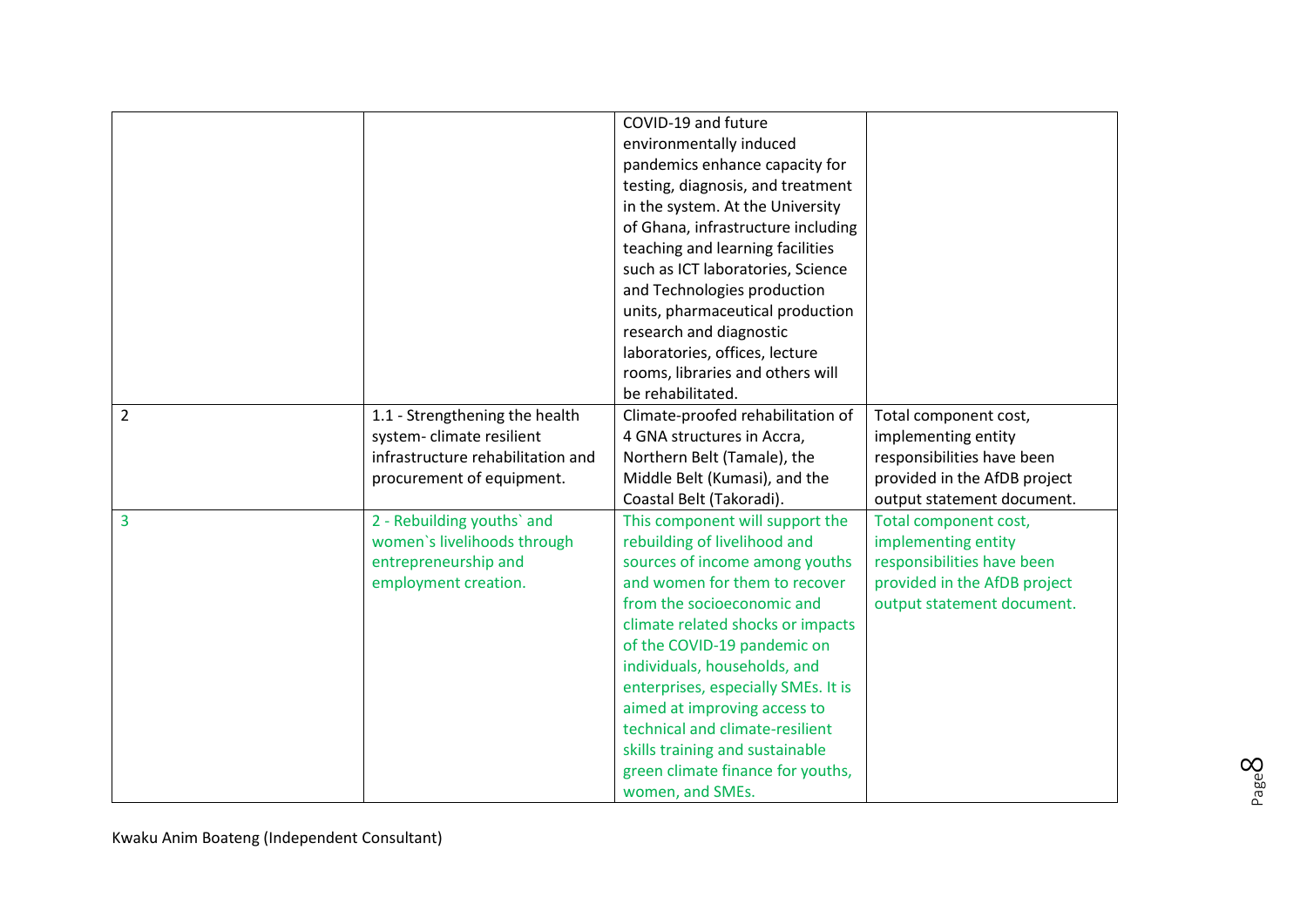|  |  | COVID-19 and future environmentally induced pandemics enhance capacity for testing, diagnosis, and treatment in the system. At the University of Ghana, infrastructure including teaching and learning facilities such as ICT laboratories, Science and Technologies production units, pharmaceutical production research and diagnostic laboratories, offices, lecture rooms, libraries and others will be rehabilitated. |  |
|---|---|---|---|
| 2 | 1.1 - Strengthening the health system- climate resilient infrastructure rehabilitation and procurement of equipment. | Climate-proofed rehabilitation of 4 GNA structures in Accra, Northern Belt (Tamale), the Middle Belt (Kumasi), and the Coastal Belt (Takoradi). | Total component cost, implementing entity responsibilities have been provided in the AfDB project output statement document. |
| 3 | 2 - Rebuilding youths` and women`s livelihoods through entrepreneurship and employment creation. | This component will support the rebuilding of livelihood and sources of income among youths and women for them to recover from the socioeconomic and climate related shocks or impacts of the COVID-19 pandemic on individuals, households, and enterprises, especially SMEs. It is aimed at improving access to technical and climate-resilient skills training and sustainable green climate finance for youths, women, and SMEs. | Total component cost, implementing entity responsibilities have been provided in the AfDB project output statement document. |

Kwaku Anim Boateng (Independent Consultant)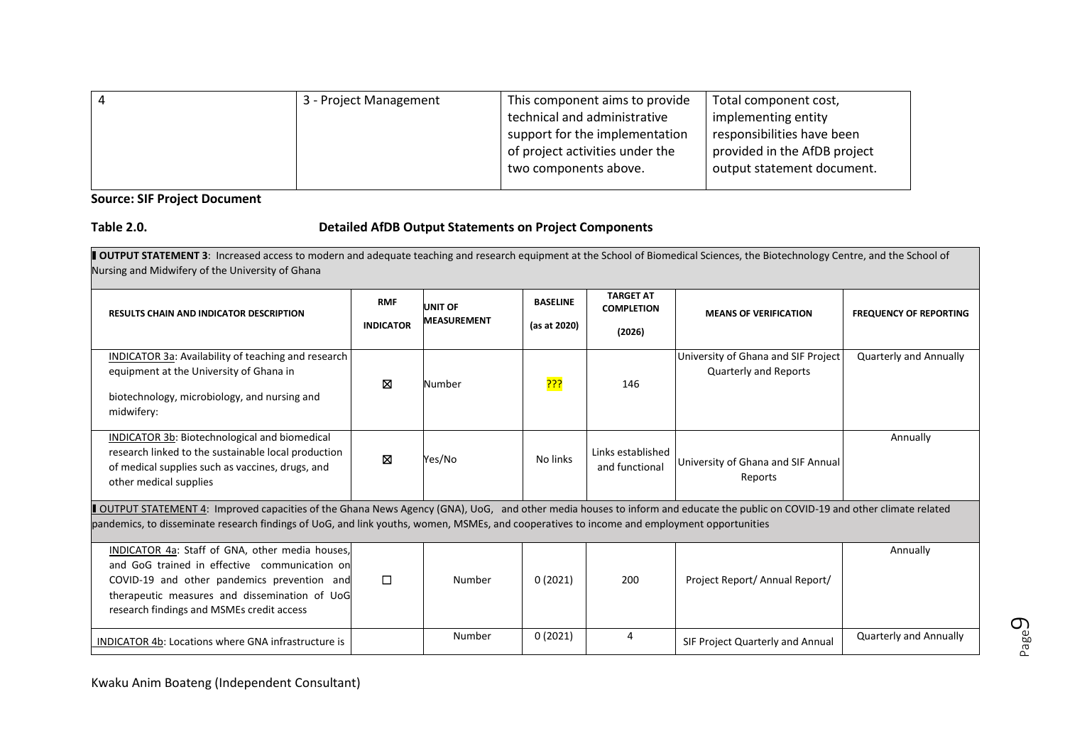| 4 | 3 - Project Management | This component aims to provide technical and administrative support for the implementation of project activities under the two components above. | Total component cost, implementing entity responsibilities have been provided in the AfDB project output statement document. |
|---|---|---|---|

**Source: SIF Project Document**

**Table 2.0. Detailed AfDB Output Statements on Project Components**

| RESULTS CHAIN AND INDICATOR DESCRIPTION | RMF INDICATOR | UNIT OF MEASUREMENT | BASELINE (as at 2020) | TARGET AT COMPLETION (2026) | MEANS OF VERIFICATION | FREQUENCY OF REPORTING |
|---|---|---|---|---|---|---|
| **OUTPUT STATEMENT 3**: Increased access to modern and adequate teaching and research equipment at the School of Biomedical Sciences, the Biotechnology Centre, and the School of Nursing and Midwifery of the University of Ghana | | | | | | |
| INDICATOR 3a: Availability of teaching and research equipment at the University of Ghana in biotechnology, microbiology, and nursing and midwifery: | ☒ | Number | ??? | 146 | University of Ghana and SIF Project Quarterly and Reports | Quarterly and Annually |
| INDICATOR 3b: Biotechnological and biomedical research linked to the sustainable local production of medical supplies such as vaccines, drugs, and other medical supplies | ☒ | Yes/No | No links | Links established and functional | University of Ghana and SIF Annual Reports | Annually |
| OUTPUT STATEMENT 4: Improved capacities of the Ghana News Agency (GNA), UoG, and other media houses to inform and educate the public on COVID-19 and other climate related pandemics, to disseminate research findings of UoG, and link youths, women, MSMEs, and cooperatives to income and employment opportunities | | | | | | |
| INDICATOR 4a: Staff of GNA, other media houses, and GoG trained in effective communication on COVID-19 and other pandemics prevention and therapeutic measures and dissemination of UoG research findings and MSMEs credit access | ☐ | Number | 0 (2021) | 200 | Project Report/ Annual Report/ | Annually |
| INDICATOR 4b: Locations where GNA infrastructure is | | Number | 0 (2021) | 4 | SIF Project Quarterly and Annual | Quarterly and Annually |

Kwaku Anim Boateng (Independent Consultant)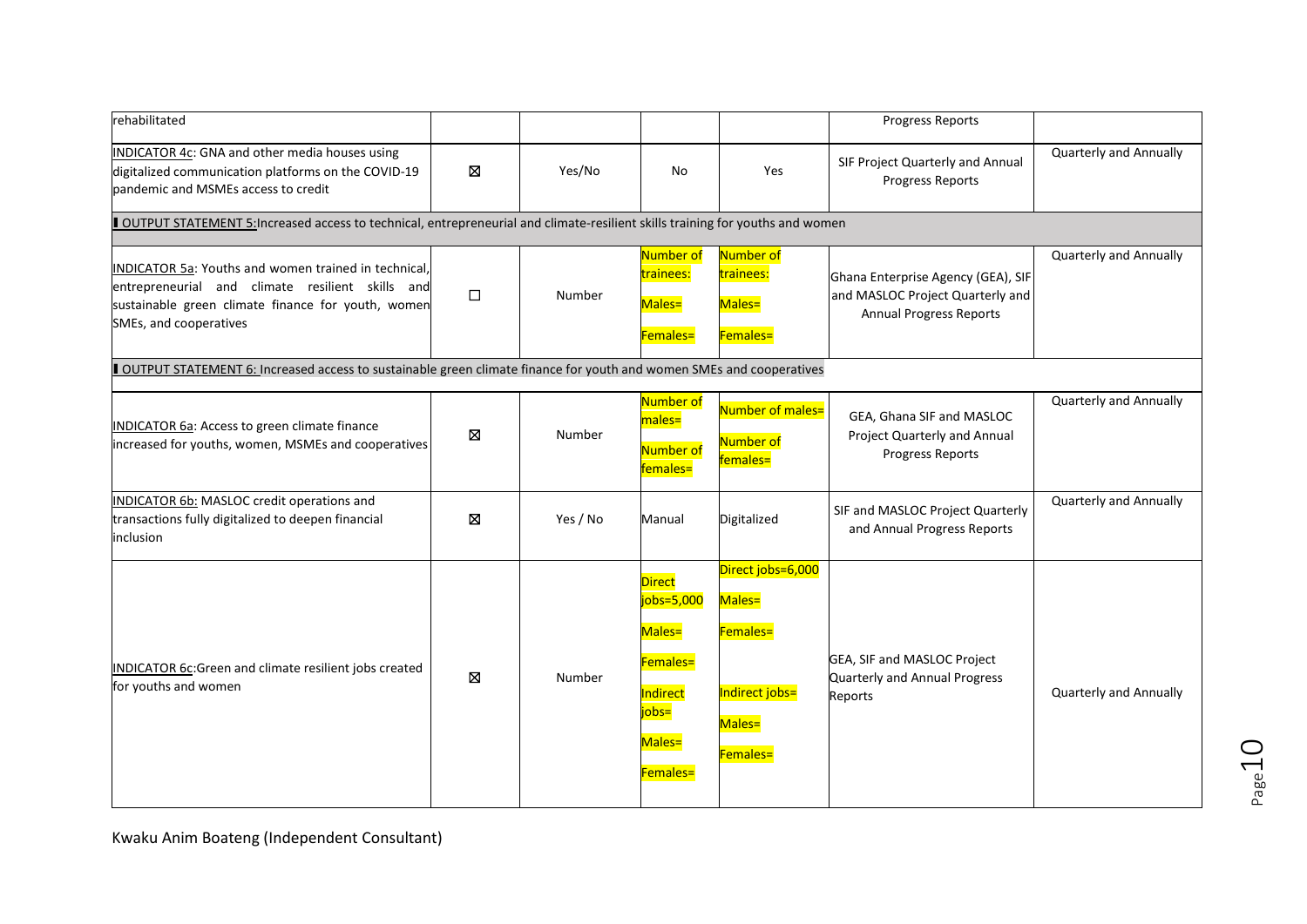| | | | | | | |
|---|---|---|---|---|---|---|
| rehabilitated | | | | | Progress Reports | |
| INDICATOR 4c: GNA and other media houses using digitalized communication platforms on the COVID-19 pandemic and MSMEs access to credit | ☒ | Yes/No | No | Yes | SIF Project Quarterly and Annual Progress Reports | Quarterly and Annually |
| OUTPUT STATEMENT 5: Increased access to technical, entrepreneurial and climate-resilient skills training for youths and women | | | | | | |
| INDICATOR 5a: Youths and women trained in technical, entrepreneurial and climate resilient skills and sustainable green climate finance for youth, women SMEs, and cooperatives | ☐ | Number | Number of trainees: Males= Females= | Number of trainees: Males= Females= | Ghana Enterprise Agency (GEA), SIF and MASLOC Project Quarterly and Annual Progress Reports | Quarterly and Annually |
| OUTPUT STATEMENT 6: Increased access to sustainable green climate finance for youth and women SMEs and cooperatives | | | | | | |
| INDICATOR 6a: Access to green climate finance increased for youths, women, MSMEs and cooperatives | ☒ | Number | Number of males= Number of females= | Number of males= Number of females= | GEA, Ghana SIF and MASLOC Project Quarterly and Annual Progress Reports | Quarterly and Annually |
| INDICATOR 6b: MASLOC credit operations and transactions fully digitalized to deepen financial inclusion | ☒ | Yes / No | Manual | Digitalized | SIF and MASLOC Project Quarterly and Annual Progress Reports | Quarterly and Annually |
| INDICATOR 6c: Green and climate resilient jobs created for youths and women | ☒ | Number | Direct jobs=5,000 Males= Females= Indirect jobs= Males= Females= | Direct jobs=6,000 Males= Females= Indirect jobs= Males= Females= | GEA, SIF and MASLOC Project Quarterly and Annual Progress Reports | Quarterly and Annually |

Kwaku Anim Boateng (Independent Consultant)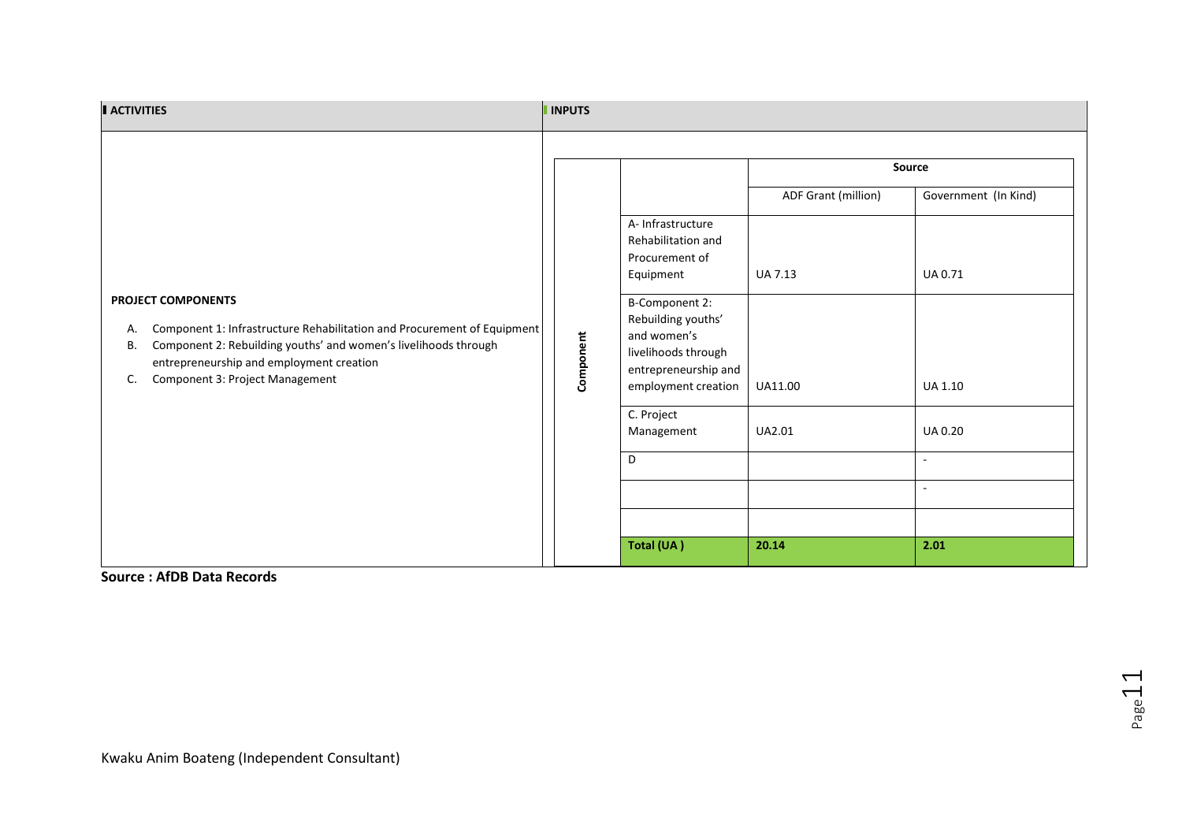| ACTIVITIES | INPUTS | | | |
|---|---|---|---|---|
| **PROJECT COMPONENTS**<br><br>A. Component 1: Infrastructure Rehabilitation and Procurement of Equipment<br>B. Component 2: Rebuilding youths' and women's livelihoods through entrepreneurship and employment creation<br>C. Component 3: Project Management | | | **Source** | |
| | | | ADF Grant (million) | Government (In Kind) |
| | **Component** | A- Infrastructure Rehabilitation and Procurement of Equipment | UA 7.13 | UA 0.71 |
| | | B-Component 2: Rebuilding youths' and women's livelihoods through entrepreneurship and employment creation | UA11.00 | UA 1.10 |
| | | C. Project Management | UA2.01 | UA 0.20 |
| | | D | | - |
| | | | | - |
| | | | | |
| | | **Total (UA )** | **20.14** | **2.01** |

**Source : AfDB Data Records**

Kwaku Anim Boateng (Independent Consultant)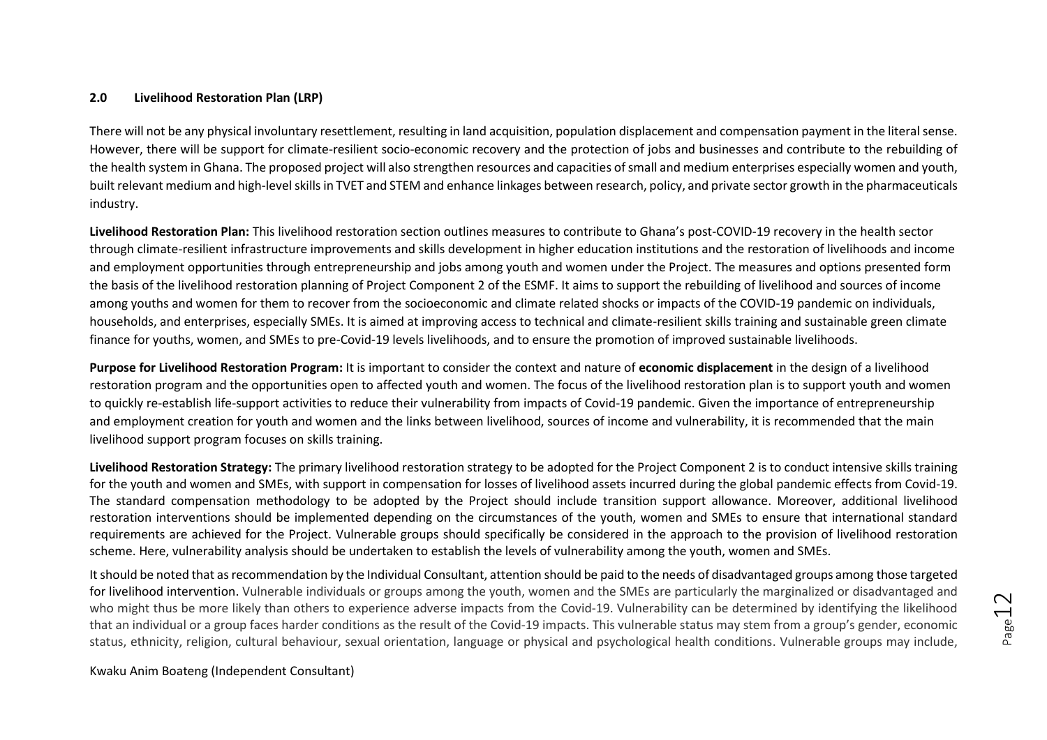## 2.0 Livelihood Restoration Plan (LRP)

There will not be any physical involuntary resettlement, resulting in land acquisition, population displacement and compensation payment in the literal sense. However, there will be support for climate-resilient socio-economic recovery and the protection of jobs and businesses and contribute to the rebuilding of the health system in Ghana. The proposed project will also strengthen resources and capacities of small and medium enterprises especially women and youth, built relevant medium and high-level skills in TVET and STEM and enhance linkages between research, policy, and private sector growth in the pharmaceuticals industry.

**Livelihood Restoration Plan:** This livelihood restoration section outlines measures to contribute to Ghana's post-COVID-19 recovery in the health sector through climate-resilient infrastructure improvements and skills development in higher education institutions and the restoration of livelihoods and income and employment opportunities through entrepreneurship and jobs among youth and women under the Project. The measures and options presented form the basis of the livelihood restoration planning of Project Component 2 of the ESMF. It aims to support the rebuilding of livelihood and sources of income among youths and women for them to recover from the socioeconomic and climate related shocks or impacts of the COVID-19 pandemic on individuals, households, and enterprises, especially SMEs. It is aimed at improving access to technical and climate-resilient skills training and sustainable green climate finance for youths, women, and SMEs to pre-Covid-19 levels livelihoods, and to ensure the promotion of improved sustainable livelihoods.

**Purpose for Livelihood Restoration Program:** It is important to consider the context and nature of **economic displacement** in the design of a livelihood restoration program and the opportunities open to affected youth and women. The focus of the livelihood restoration plan is to support youth and women to quickly re-establish life-support activities to reduce their vulnerability from impacts of Covid-19 pandemic. Given the importance of entrepreneurship and employment creation for youth and women and the links between livelihood, sources of income and vulnerability, it is recommended that the main livelihood support program focuses on skills training.

**Livelihood Restoration Strategy:** The primary livelihood restoration strategy to be adopted for the Project Component 2 is to conduct intensive skills training for the youth and women and SMEs, with support in compensation for losses of livelihood assets incurred during the global pandemic effects from Covid-19. The standard compensation methodology to be adopted by the Project should include transition support allowance. Moreover, additional livelihood restoration interventions should be implemented depending on the circumstances of the youth, women and SMEs to ensure that international standard requirements are achieved for the Project. Vulnerable groups should specifically be considered in the approach to the provision of livelihood restoration scheme. Here, vulnerability analysis should be undertaken to establish the levels of vulnerability among the youth, women and SMEs.

It should be noted that as recommendation by the Individual Consultant, attention should be paid to the needs of disadvantaged groups among those targeted for livelihood intervention. Vulnerable individuals or groups among the youth, women and the SMEs are particularly the marginalized or disadvantaged and who might thus be more likely than others to experience adverse impacts from the Covid-19. Vulnerability can be determined by identifying the likelihood that an individual or a group faces harder conditions as the result of the Covid-19 impacts. This vulnerable status may stem from a group's gender, economic status, ethnicity, religion, cultural behaviour, sexual orientation, language or physical and psychological health conditions. Vulnerable groups may include,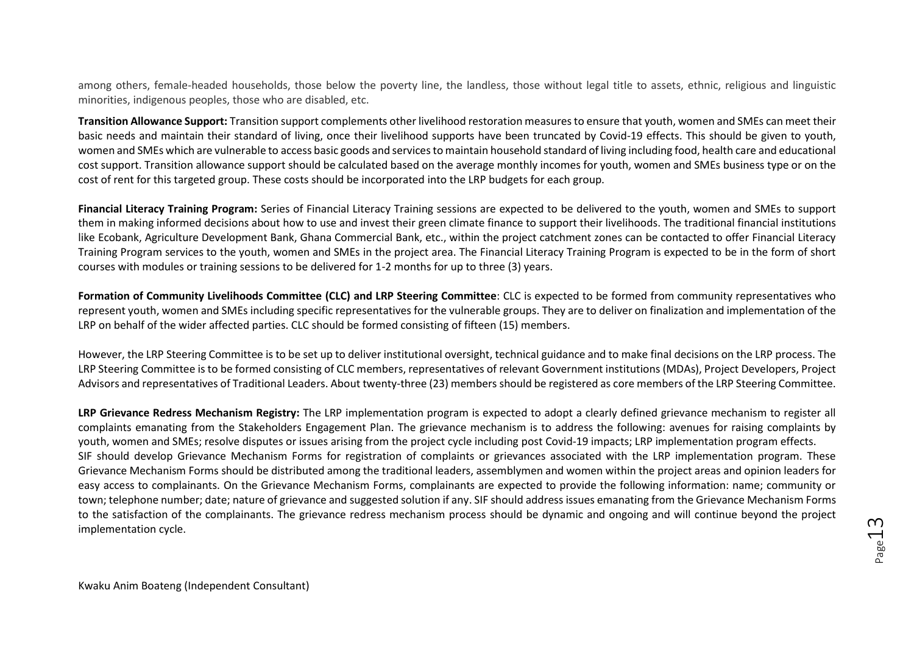among others, female-headed households, those below the poverty line, the landless, those without legal title to assets, ethnic, religious and linguistic minorities, indigenous peoples, those who are disabled, etc.

**Transition Allowance Support:** Transition support complements other livelihood restoration measures to ensure that youth, women and SMEs can meet their basic needs and maintain their standard of living, once their livelihood supports have been truncated by Covid-19 effects. This should be given to youth, women and SMEs which are vulnerable to access basic goods and services to maintain household standard of living including food, health care and educational cost support. Transition allowance support should be calculated based on the average monthly incomes for youth, women and SMEs business type or on the cost of rent for this targeted group. These costs should be incorporated into the LRP budgets for each group.

**Financial Literacy Training Program:** Series of Financial Literacy Training sessions are expected to be delivered to the youth, women and SMEs to support them in making informed decisions about how to use and invest their green climate finance to support their livelihoods. The traditional financial institutions like Ecobank, Agriculture Development Bank, Ghana Commercial Bank, etc., within the project catchment zones can be contacted to offer Financial Literacy Training Program services to the youth, women and SMEs in the project area. The Financial Literacy Training Program is expected to be in the form of short courses with modules or training sessions to be delivered for 1-2 months for up to three (3) years.

**Formation of Community Livelihoods Committee (CLC) and LRP Steering Committee**: CLC is expected to be formed from community representatives who represent youth, women and SMEs including specific representatives for the vulnerable groups. They are to deliver on finalization and implementation of the LRP on behalf of the wider affected parties. CLC should be formed consisting of fifteen (15) members.

However, the LRP Steering Committee is to be set up to deliver institutional oversight, technical guidance and to make final decisions on the LRP process. The LRP Steering Committee is to be formed consisting of CLC members, representatives of relevant Government institutions (MDAs), Project Developers, Project Advisors and representatives of Traditional Leaders. About twenty-three (23) members should be registered as core members of the LRP Steering Committee.

**LRP Grievance Redress Mechanism Registry:** The LRP implementation program is expected to adopt a clearly defined grievance mechanism to register all complaints emanating from the Stakeholders Engagement Plan. The grievance mechanism is to address the following: avenues for raising complaints by youth, women and SMEs; resolve disputes or issues arising from the project cycle including post Covid-19 impacts; LRP implementation program effects.
SIF should develop Grievance Mechanism Forms for registration of complaints or grievances associated with the LRP implementation program. These Grievance Mechanism Forms should be distributed among the traditional leaders, assemblymen and women within the project areas and opinion leaders for easy access to complainants. On the Grievance Mechanism Forms, complainants are expected to provide the following information: name; community or town; telephone number; date; nature of grievance and suggested solution if any. SIF should address issues emanating from the Grievance Mechanism Forms to the satisfaction of the complainants. The grievance redress mechanism process should be dynamic and ongoing and will continue beyond the project implementation cycle.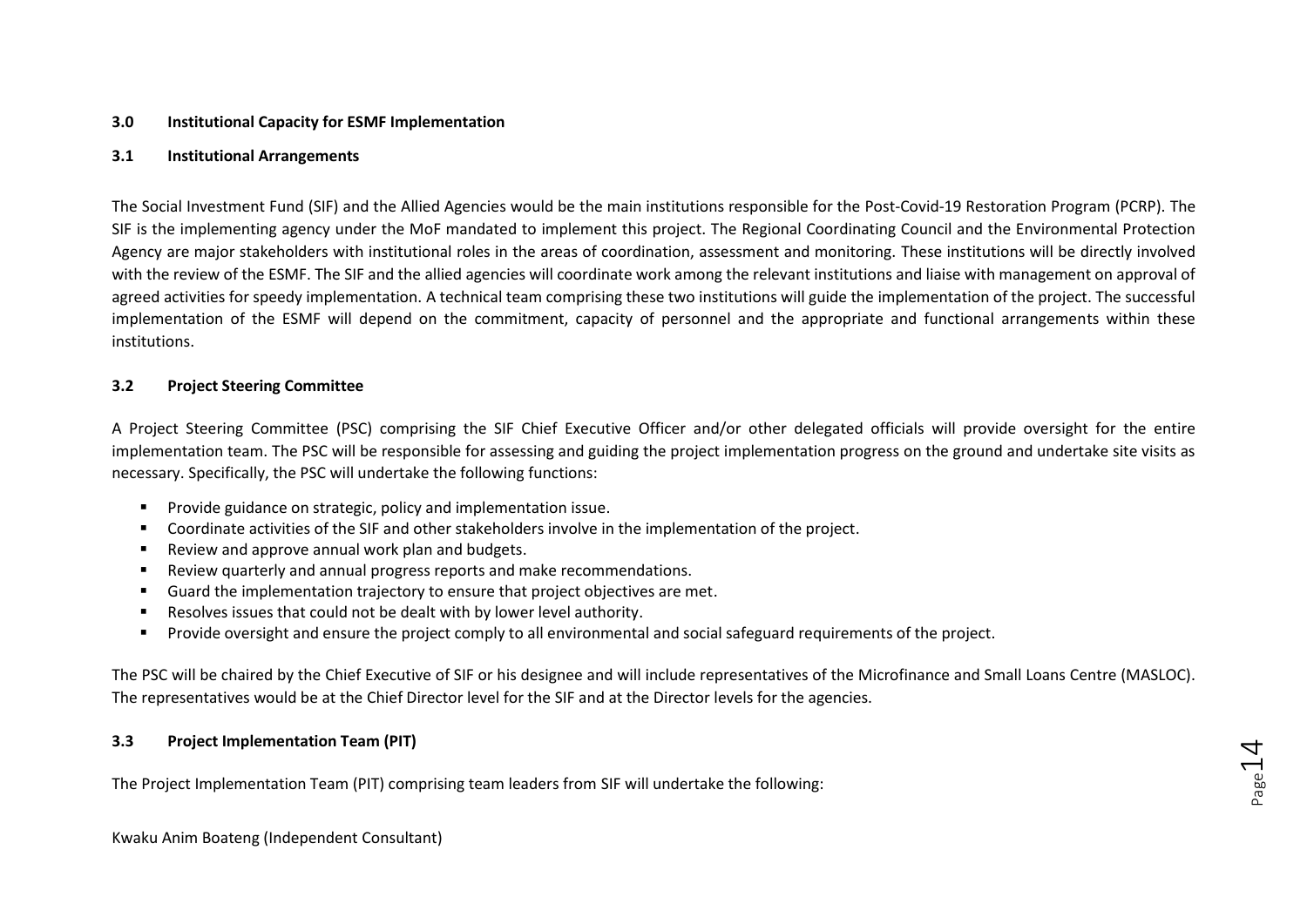## 3.0 Institutional Capacity for ESMF Implementation

### 3.1 Institutional Arrangements

The Social Investment Fund (SIF) and the Allied Agencies would be the main institutions responsible for the Post-Covid-19 Restoration Program (PCRP). The SIF is the implementing agency under the MoF mandated to implement this project. The Regional Coordinating Council and the Environmental Protection Agency are major stakeholders with institutional roles in the areas of coordination, assessment and monitoring. These institutions will be directly involved with the review of the ESMF. The SIF and the allied agencies will coordinate work among the relevant institutions and liaise with management on approval of agreed activities for speedy implementation. A technical team comprising these two institutions will guide the implementation of the project. The successful implementation of the ESMF will depend on the commitment, capacity of personnel and the appropriate and functional arrangements within these institutions.

### 3.2 Project Steering Committee

A Project Steering Committee (PSC) comprising the SIF Chief Executive Officer and/or other delegated officials will provide oversight for the entire implementation team. The PSC will be responsible for assessing and guiding the project implementation progress on the ground and undertake site visits as necessary. Specifically, the PSC will undertake the following functions:

- Provide guidance on strategic, policy and implementation issue.
- Coordinate activities of the SIF and other stakeholders involve in the implementation of the project.
- Review and approve annual work plan and budgets.
- Review quarterly and annual progress reports and make recommendations.
- Guard the implementation trajectory to ensure that project objectives are met.
- Resolves issues that could not be dealt with by lower level authority.
- Provide oversight and ensure the project comply to all environmental and social safeguard requirements of the project.

The PSC will be chaired by the Chief Executive of SIF or his designee and will include representatives of the Microfinance and Small Loans Centre (MASLOC). The representatives would be at the Chief Director level for the SIF and at the Director levels for the agencies.

### 3.3 Project Implementation Team (PIT)

The Project Implementation Team (PIT) comprising team leaders from SIF will undertake the following: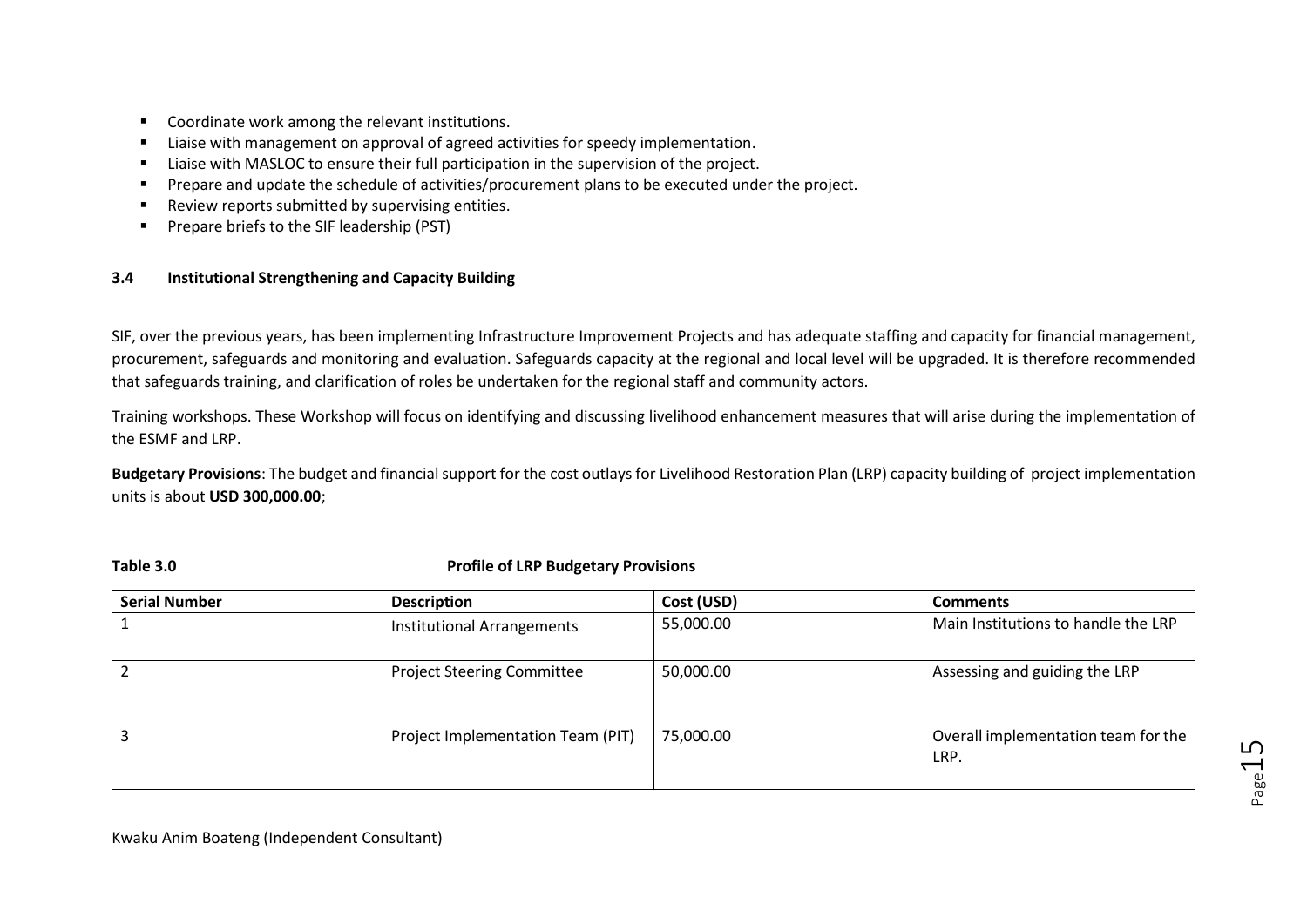- Coordinate work among the relevant institutions.
- Liaise with management on approval of agreed activities for speedy implementation.
- Liaise with MASLOC to ensure their full participation in the supervision of the project.
- Prepare and update the schedule of activities/procurement plans to be executed under the project.
- Review reports submitted by supervising entities.
- Prepare briefs to the SIF leadership (PST)

### 3.4 Institutional Strengthening and Capacity Building

SIF, over the previous years, has been implementing Infrastructure Improvement Projects and has adequate staffing and capacity for financial management, procurement, safeguards and monitoring and evaluation. Safeguards capacity at the regional and local level will be upgraded. It is therefore recommended that safeguards training, and clarification of roles be undertaken for the regional staff and community actors.

Training workshops. These Workshop will focus on identifying and discussing livelihood enhancement measures that will arise during the implementation of the ESMF and LRP.

**Budgetary Provisions**: The budget and financial support for the cost outlays for Livelihood Restoration Plan (LRP) capacity building of project implementation units is about **USD 300,000.00**;

**Table 3.0 Profile of LRP Budgetary Provisions**

| Serial Number | Description | Cost (USD) | Comments |
|---|---|---|---|
| 1 | Institutional Arrangements | 55,000.00 | Main Institutions to handle the LRP |
| 2 | Project Steering Committee | 50,000.00 | Assessing and guiding the LRP |
| 3 | Project Implementation Team (PIT) | 75,000.00 | Overall implementation team for the LRP. |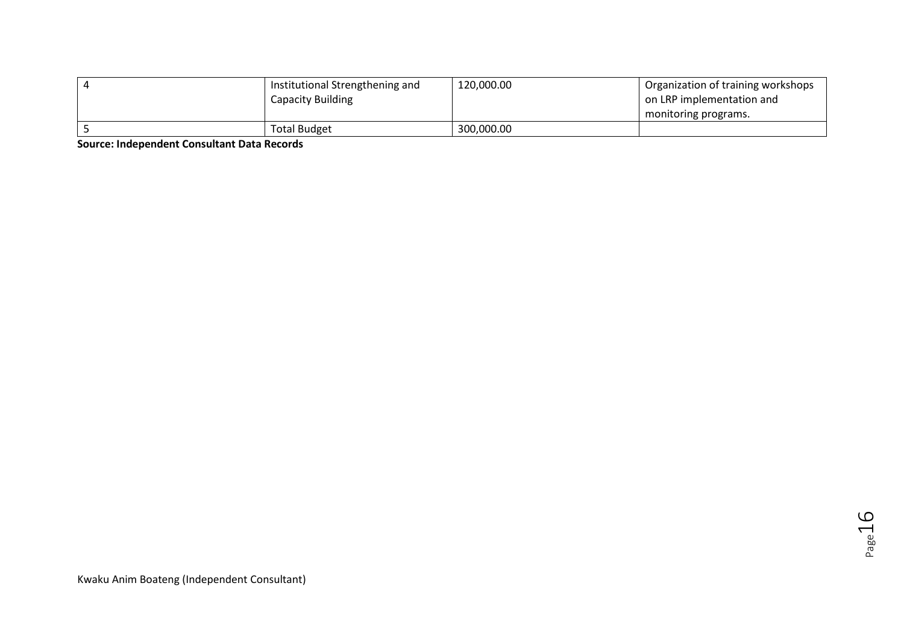| | | | |
|---|---|---|---|
| 4 | Institutional Strengthening and Capacity Building | 120,000.00 | Organization of training workshops on LRP implementation and monitoring programs. |
| 5 | Total Budget | 300,000.00 | |

**Source: Independent Consultant Data Records**